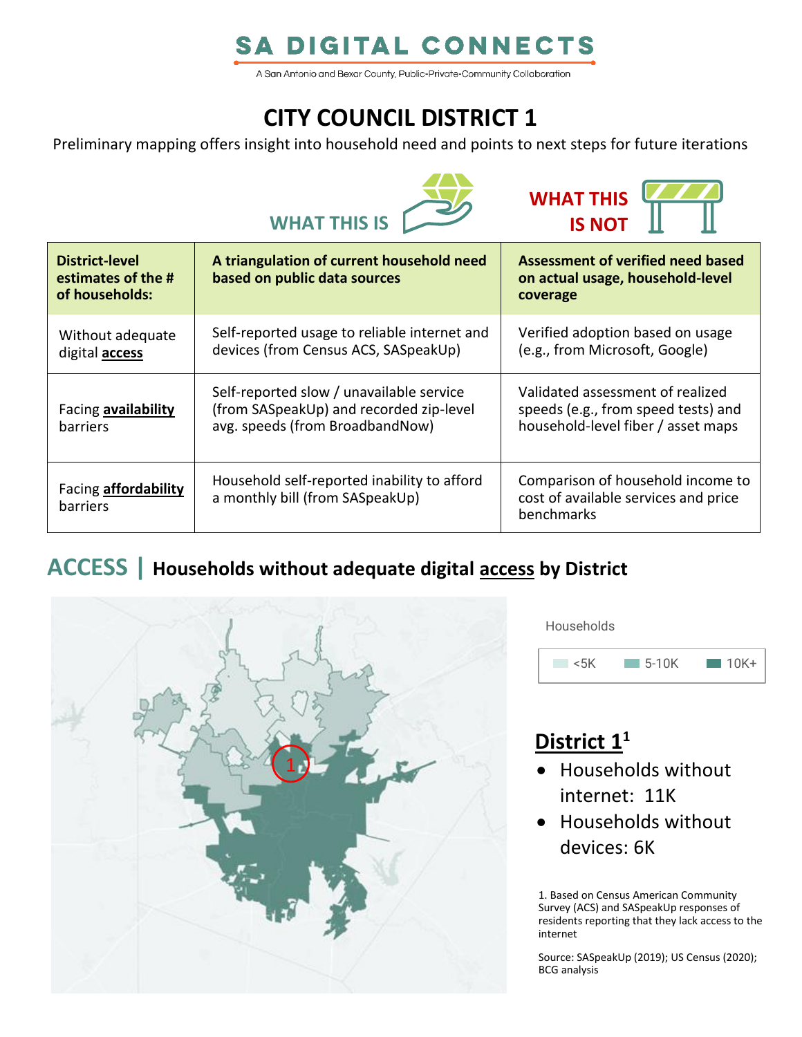# SA DIGITAL CONNECTS

A San Antonio and Bexar County, Public-Private-Community Collaboration

## CITY COUNCIL DISTRICT 1

Preliminary mapping offers insight into household need and points to next steps for future iterations

| District-level estimates of the # of households: | WHAT THIS IS<br>A triangulation of current household need based on public data sources | WHAT THIS IS NOT<br>Assessment of verified need based on actual usage, household-level coverage |
|---|---|---|
| Without adequate digital **access** | Self-reported usage to reliable internet and devices (from Census ACS, SASpeakUp) | Verified adoption based on usage (e.g., from Microsoft, Google) |
| Facing **availability** barriers | Self-reported slow / unavailable service (from SASpeakUp) and recorded zip-level avg. speeds (from BroadbandNow) | Validated assessment of realized speeds (e.g., from speed tests) and household-level fiber / asset maps |
| Facing **affordability** barriers | Household self-reported inability to afford a monthly bill (from SASpeakUp) | Comparison of household income to cost of available services and price benchmarks |

## ACCESS | Households without adequate digital access by District

Households: <5K | 5-10K | 10K+

### District 1[1]

- Households without internet: 11K
- Households without devices: 6K

1. Based on Census American Community Survey (ACS) and SASpeakUp responses of residents reporting that they lack access to the internet

Source: SASpeakUp (2019); US Census (2020); BCG analysis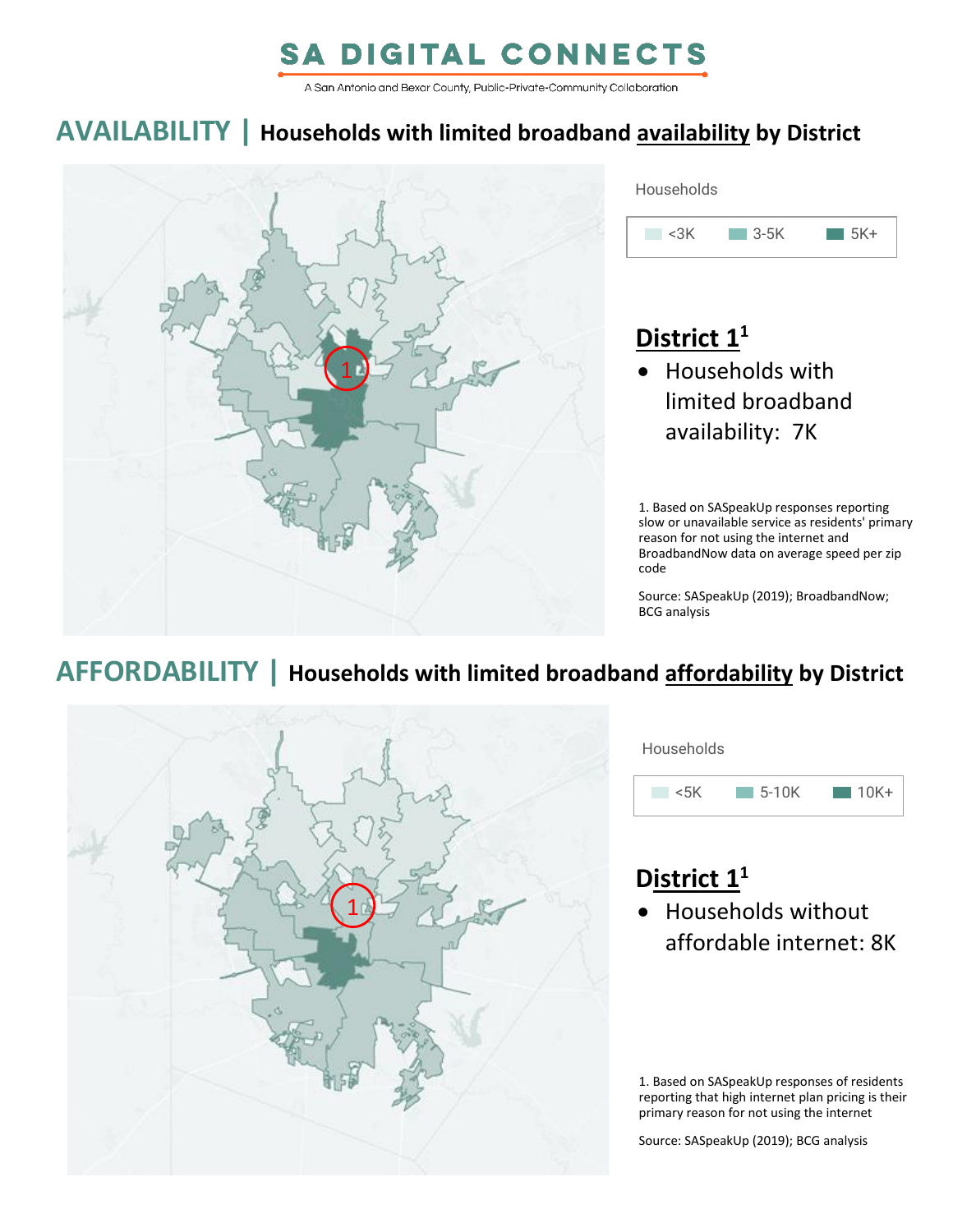# SA DIGITAL CONNECTS

A San Antonio and Bexar County, Public-Private-Community Collaboration

## AVAILABILITY | Households with limited broadband availability by District

Households

<3K 3-5K 5K+

1

### District 1[1]

- Households with limited broadband availability: 7K

1. Based on SASpeakUp responses reporting slow or unavailable service as residents' primary reason for not using the internet and BroadbandNow data on average speed per zip code

Source: SASpeakUp (2019); BroadbandNow; BCG analysis

## AFFORDABILITY | Households with limited broadband affordability by District

Households

<5K 5-10K 10K+

1

### District 1[1]

- Households without affordable internet: 8K

1. Based on SASpeakUp responses of residents reporting that high internet plan pricing is their primary reason for not using the internet

Source: SASpeakUp (2019); BCG analysis